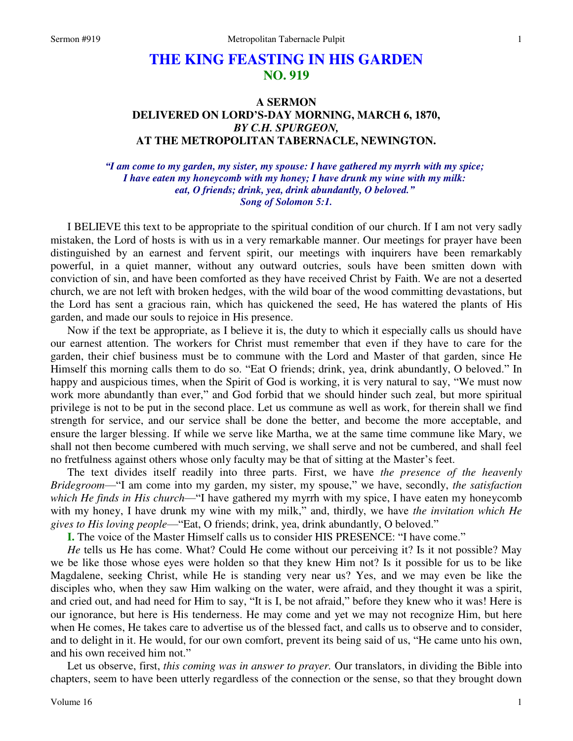# THE KING FEASTING IN HIS GARDEN
## NO. 919

### A SERMON
### DELIVERED ON LORD'S-DAY MORNING, MARCH 6, 1870,
### *BY C.H. SPURGEON,*
### AT THE METROPOLITAN TABERNACLE, NEWINGTON.

*"I am come to my garden, my sister, my spouse: I have gathered my myrrh with my spice; I have eaten my honeycomb with my honey; I have drunk my wine with my milk: eat, O friends; drink, yea, drink abundantly, O beloved." Song of Solomon 5:1.*

I BELIEVE this text to be appropriate to the spiritual condition of our church. If I am not very sadly mistaken, the Lord of hosts is with us in a very remarkable manner. Our meetings for prayer have been distinguished by an earnest and fervent spirit, our meetings with inquirers have been remarkably powerful, in a quiet manner, without any outward outcries, souls have been smitten down with conviction of sin, and have been comforted as they have received Christ by Faith. We are not a deserted church, we are not left with broken hedges, with the wild boar of the wood committing devastations, but the Lord has sent a gracious rain, which has quickened the seed, He has watered the plants of His garden, and made our souls to rejoice in His presence.

Now if the text be appropriate, as I believe it is, the duty to which it especially calls us should have our earnest attention. The workers for Christ must remember that even if they have to care for the garden, their chief business must be to commune with the Lord and Master of that garden, since He Himself this morning calls them to do so. "Eat O friends; drink, yea, drink abundantly, O beloved." In happy and auspicious times, when the Spirit of God is working, it is very natural to say, "We must now work more abundantly than ever," and God forbid that we should hinder such zeal, but more spiritual privilege is not to be put in the second place. Let us commune as well as work, for therein shall we find strength for service, and our service shall be done the better, and become the more acceptable, and ensure the larger blessing. If while we serve like Martha, we at the same time commune like Mary, we shall not then become cumbered with much serving, we shall serve and not be cumbered, and shall feel no fretfulness against others whose only faculty may be that of sitting at the Master's feet.

The text divides itself readily into three parts. First, we have *the presence of the heavenly Bridegroom*—"I am come into my garden, my sister, my spouse," we have, secondly, *the satisfaction which He finds in His church*—"I have gathered my myrrh with my spice, I have eaten my honeycomb with my honey, I have drunk my wine with my milk," and, thirdly, we have *the invitation which He gives to His loving people*—"Eat, O friends; drink, yea, drink abundantly, O beloved."

**I.** The voice of the Master Himself calls us to consider HIS PRESENCE: "I have come."

*He* tells us He has come. What? Could He come without our perceiving it? Is it not possible? May we be like those whose eyes were holden so that they knew Him not? Is it possible for us to be like Magdalene, seeking Christ, while He is standing very near us? Yes, and we may even be like the disciples who, when they saw Him walking on the water, were afraid, and they thought it was a spirit, and cried out, and had need for Him to say, "It is I, be not afraid," before they knew who it was! Here is our ignorance, but here is His tenderness. He may come and yet we may not recognize Him, but here when He comes, He takes care to advertise us of the blessed fact, and calls us to observe and to consider, and to delight in it. He would, for our own comfort, prevent its being said of us, "He came unto his own, and his own received him not."

Let us observe, first, *this coming was in answer to prayer.* Our translators, in dividing the Bible into chapters, seem to have been utterly regardless of the connection or the sense, so that they brought down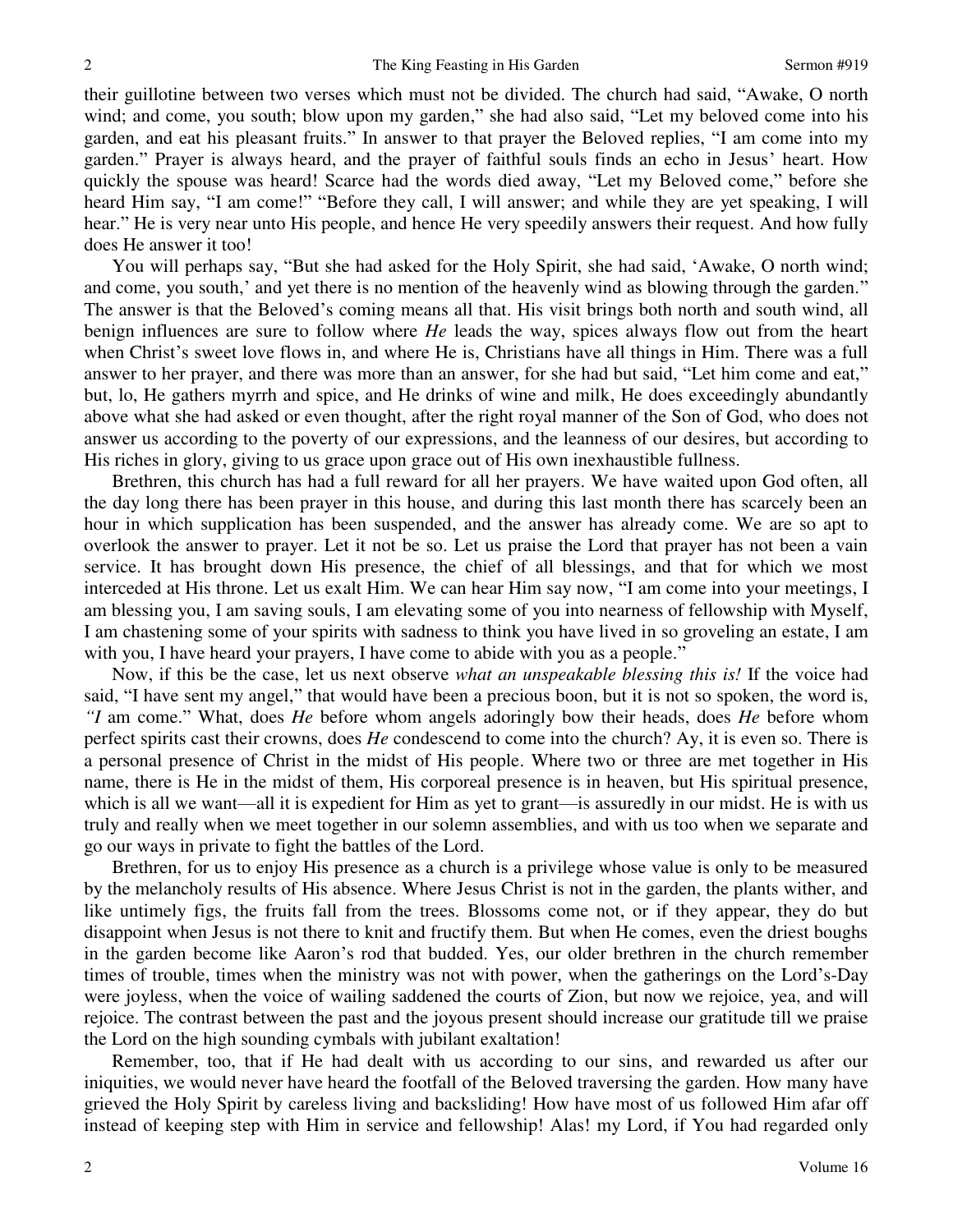their guillotine between two verses which must not be divided. The church had said, "Awake, O north wind; and come, you south; blow upon my garden," she had also said, "Let my beloved come into his garden, and eat his pleasant fruits." In answer to that prayer the Beloved replies, "I am come into my garden." Prayer is always heard, and the prayer of faithful souls finds an echo in Jesus' heart. How quickly the spouse was heard! Scarce had the words died away, "Let my Beloved come," before she heard Him say, "I am come!" "Before they call, I will answer; and while they are yet speaking, I will hear." He is very near unto His people, and hence He very speedily answers their request. And how fully does He answer it too!

You will perhaps say, "But she had asked for the Holy Spirit, she had said, 'Awake, O north wind; and come, you south,' and yet there is no mention of the heavenly wind as blowing through the garden." The answer is that the Beloved's coming means all that. His visit brings both north and south wind, all benign influences are sure to follow where *He* leads the way, spices always flow out from the heart when Christ's sweet love flows in, and where He is, Christians have all things in Him. There was a full answer to her prayer, and there was more than an answer, for she had but said, "Let him come and eat," but, lo, He gathers myrrh and spice, and He drinks of wine and milk, He does exceedingly abundantly above what she had asked or even thought, after the right royal manner of the Son of God, who does not answer us according to the poverty of our expressions, and the leanness of our desires, but according to His riches in glory, giving to us grace upon grace out of His own inexhaustible fullness.

Brethren, this church has had a full reward for all her prayers. We have waited upon God often, all the day long there has been prayer in this house, and during this last month there has scarcely been an hour in which supplication has been suspended, and the answer has already come. We are so apt to overlook the answer to prayer. Let it not be so. Let us praise the Lord that prayer has not been a vain service. It has brought down His presence, the chief of all blessings, and that for which we most interceded at His throne. Let us exalt Him. We can hear Him say now, "I am come into your meetings, I am blessing you, I am saving souls, I am elevating some of you into nearness of fellowship with Myself, I am chastening some of your spirits with sadness to think you have lived in so groveling an estate, I am with you, I have heard your prayers, I have come to abide with you as a people."

Now, if this be the case, let us next observe *what an unspeakable blessing this is!* If the voice had said, "I have sent my angel," that would have been a precious boon, but it is not so spoken, the word is, *"I* am come." What, does *He* before whom angels adoringly bow their heads, does *He* before whom perfect spirits cast their crowns, does *He* condescend to come into the church? Ay, it is even so. There is a personal presence of Christ in the midst of His people. Where two or three are met together in His name, there is He in the midst of them, His corporeal presence is in heaven, but His spiritual presence, which is all we want—all it is expedient for Him as yet to grant—is assuredly in our midst. He is with us truly and really when we meet together in our solemn assemblies, and with us too when we separate and go our ways in private to fight the battles of the Lord.

Brethren, for us to enjoy His presence as a church is a privilege whose value is only to be measured by the melancholy results of His absence. Where Jesus Christ is not in the garden, the plants wither, and like untimely figs, the fruits fall from the trees. Blossoms come not, or if they appear, they do but disappoint when Jesus is not there to knit and fructify them. But when He comes, even the driest boughs in the garden become like Aaron's rod that budded. Yes, our older brethren in the church remember times of trouble, times when the ministry was not with power, when the gatherings on the Lord's-Day were joyless, when the voice of wailing saddened the courts of Zion, but now we rejoice, yea, and will rejoice. The contrast between the past and the joyous present should increase our gratitude till we praise the Lord on the high sounding cymbals with jubilant exaltation!

Remember, too, that if He had dealt with us according to our sins, and rewarded us after our iniquities, we would never have heard the footfall of the Beloved traversing the garden. How many have grieved the Holy Spirit by careless living and backsliding! How have most of us followed Him afar off instead of keeping step with Him in service and fellowship! Alas! my Lord, if You had regarded only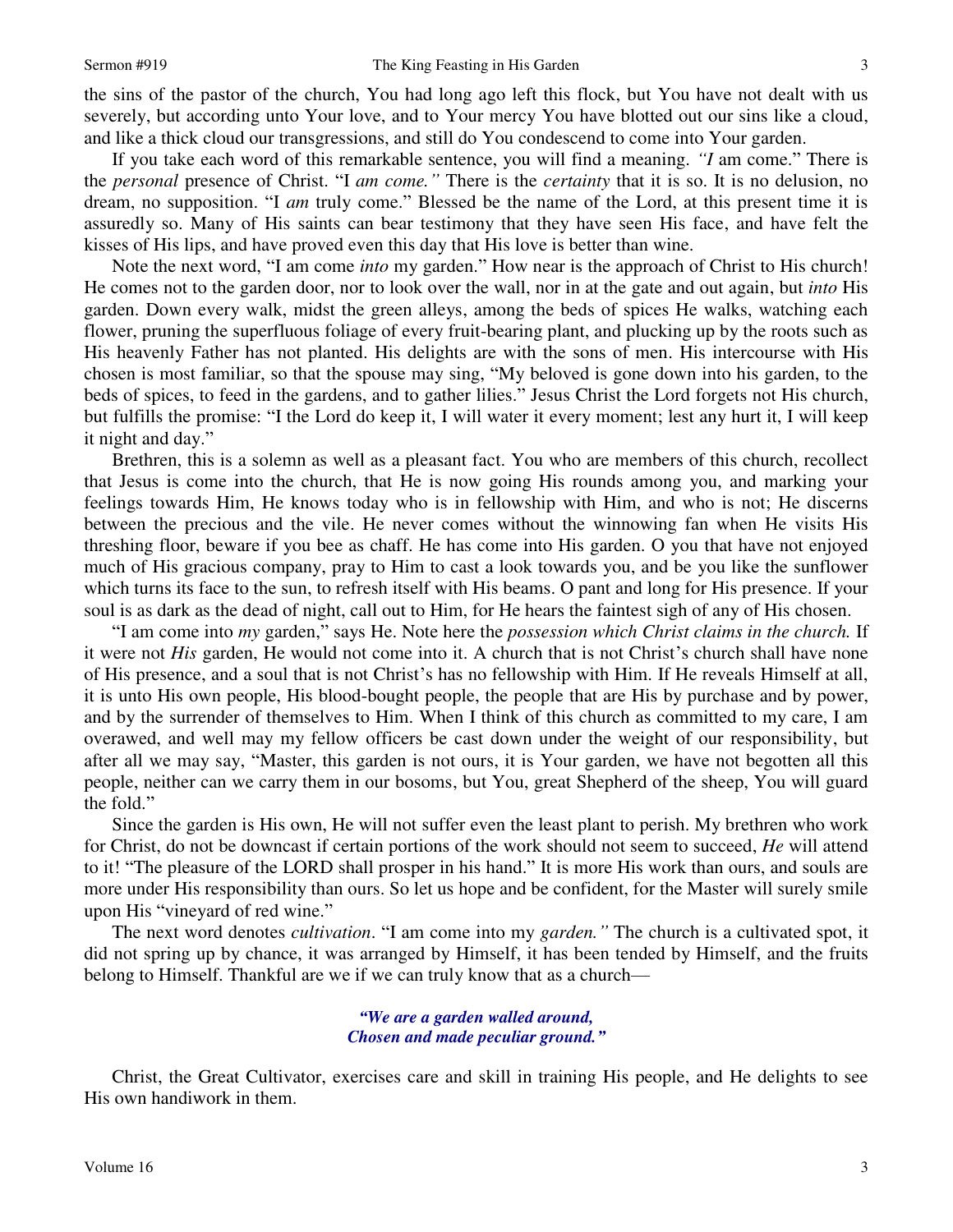the sins of the pastor of the church, You had long ago left this flock, but You have not dealt with us severely, but according unto Your love, and to Your mercy You have blotted out our sins like a cloud, and like a thick cloud our transgressions, and still do You condescend to come into Your garden.

If you take each word of this remarkable sentence, you will find a meaning. *"I* am come." There is the *personal* presence of Christ. "I *am come."* There is the *certainty* that it is so. It is no delusion, no dream, no supposition. "I *am* truly come." Blessed be the name of the Lord, at this present time it is assuredly so. Many of His saints can bear testimony that they have seen His face, and have felt the kisses of His lips, and have proved even this day that His love is better than wine.

Note the next word, "I am come *into* my garden." How near is the approach of Christ to His church! He comes not to the garden door, nor to look over the wall, nor in at the gate and out again, but *into* His garden. Down every walk, midst the green alleys, among the beds of spices He walks, watching each flower, pruning the superfluous foliage of every fruit-bearing plant, and plucking up by the roots such as His heavenly Father has not planted. His delights are with the sons of men. His intercourse with His chosen is most familiar, so that the spouse may sing, "My beloved is gone down into his garden, to the beds of spices, to feed in the gardens, and to gather lilies." Jesus Christ the Lord forgets not His church, but fulfills the promise: "I the Lord do keep it, I will water it every moment; lest any hurt it, I will keep it night and day."

Brethren, this is a solemn as well as a pleasant fact. You who are members of this church, recollect that Jesus is come into the church, that He is now going His rounds among you, and marking your feelings towards Him, He knows today who is in fellowship with Him, and who is not; He discerns between the precious and the vile. He never comes without the winnowing fan when He visits His threshing floor, beware if you bee as chaff. He has come into His garden. O you that have not enjoyed much of His gracious company, pray to Him to cast a look towards you, and be you like the sunflower which turns its face to the sun, to refresh itself with His beams. O pant and long for His presence. If your soul is as dark as the dead of night, call out to Him, for He hears the faintest sigh of any of His chosen.

"I am come into *my* garden," says He. Note here the *possession which Christ claims in the church.* If it were not *His* garden, He would not come into it. A church that is not Christ's church shall have none of His presence, and a soul that is not Christ's has no fellowship with Him. If He reveals Himself at all, it is unto His own people, His blood-bought people, the people that are His by purchase and by power, and by the surrender of themselves to Him. When I think of this church as committed to my care, I am overawed, and well may my fellow officers be cast down under the weight of our responsibility, but after all we may say, "Master, this garden is not ours, it is Your garden, we have not begotten all this people, neither can we carry them in our bosoms, but You, great Shepherd of the sheep, You will guard the fold."

Since the garden is His own, He will not suffer even the least plant to perish. My brethren who work for Christ, do not be downcast if certain portions of the work should not seem to succeed, *He* will attend to it! "The pleasure of the LORD shall prosper in his hand." It is more His work than ours, and souls are more under His responsibility than ours. So let us hope and be confident, for the Master will surely smile upon His "vineyard of red wine."

The next word denotes *cultivation*. "I am come into my *garden."* The church is a cultivated spot, it did not spring up by chance, it was arranged by Himself, it has been tended by Himself, and the fruits belong to Himself. Thankful are we if we can truly know that as a church—

*"We are a garden walled around,*
*Chosen and made peculiar ground."*

Christ, the Great Cultivator, exercises care and skill in training His people, and He delights to see His own handiwork in them.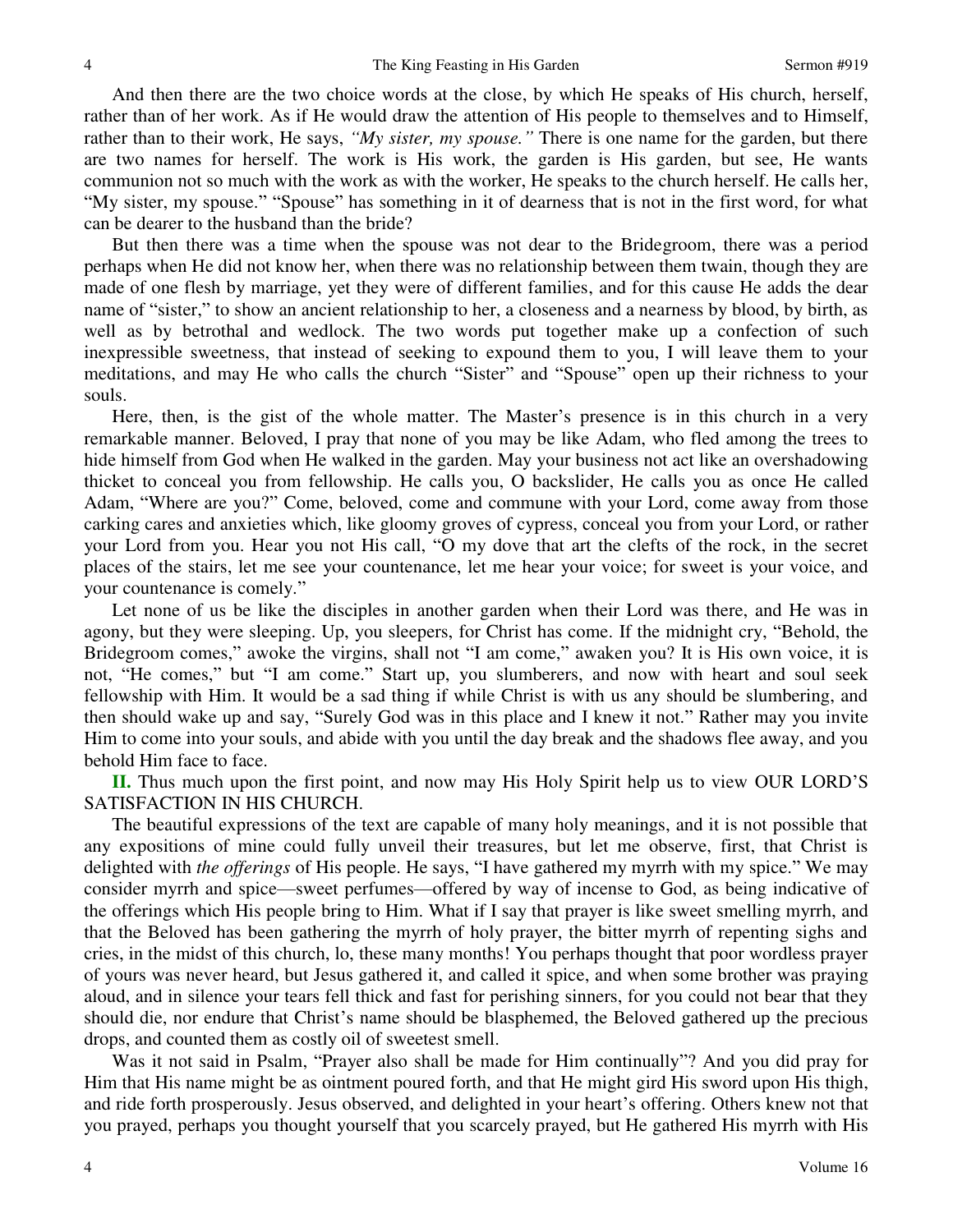And then there are the two choice words at the close, by which He speaks of His church, herself, rather than of her work. As if He would draw the attention of His people to themselves and to Himself, rather than to their work, He says, *"My sister, my spouse."* There is one name for the garden, but there are two names for herself. The work is His work, the garden is His garden, but see, He wants communion not so much with the work as with the worker, He speaks to the church herself. He calls her, "My sister, my spouse." "Spouse" has something in it of dearness that is not in the first word, for what can be dearer to the husband than the bride?

But then there was a time when the spouse was not dear to the Bridegroom, there was a period perhaps when He did not know her, when there was no relationship between them twain, though they are made of one flesh by marriage, yet they were of different families, and for this cause He adds the dear name of "sister," to show an ancient relationship to her, a closeness and a nearness by blood, by birth, as well as by betrothal and wedlock. The two words put together make up a confection of such inexpressible sweetness, that instead of seeking to expound them to you, I will leave them to your meditations, and may He who calls the church "Sister" and "Spouse" open up their richness to your souls.

Here, then, is the gist of the whole matter. The Master's presence is in this church in a very remarkable manner. Beloved, I pray that none of you may be like Adam, who fled among the trees to hide himself from God when He walked in the garden. May your business not act like an overshadowing thicket to conceal you from fellowship. He calls you, O backslider, He calls you as once He called Adam, "Where are you?" Come, beloved, come and commune with your Lord, come away from those carking cares and anxieties which, like gloomy groves of cypress, conceal you from your Lord, or rather your Lord from you. Hear you not His call, "O my dove that art the clefts of the rock, in the secret places of the stairs, let me see your countenance, let me hear your voice; for sweet is your voice, and your countenance is comely."

Let none of us be like the disciples in another garden when their Lord was there, and He was in agony, but they were sleeping. Up, you sleepers, for Christ has come. If the midnight cry, "Behold, the Bridegroom comes," awoke the virgins, shall not "I am come," awaken you? It is His own voice, it is not, "He comes," but "I am come." Start up, you slumberers, and now with heart and soul seek fellowship with Him. It would be a sad thing if while Christ is with us any should be slumbering, and then should wake up and say, "Surely God was in this place and I knew it not." Rather may you invite Him to come into your souls, and abide with you until the day break and the shadows flee away, and you behold Him face to face.

**II.** Thus much upon the first point, and now may His Holy Spirit help us to view OUR LORD'S SATISFACTION IN HIS CHURCH.

The beautiful expressions of the text are capable of many holy meanings, and it is not possible that any expositions of mine could fully unveil their treasures, but let me observe, first, that Christ is delighted with *the offerings* of His people. He says, "I have gathered my myrrh with my spice." We may consider myrrh and spice—sweet perfumes—offered by way of incense to God, as being indicative of the offerings which His people bring to Him. What if I say that prayer is like sweet smelling myrrh, and that the Beloved has been gathering the myrrh of holy prayer, the bitter myrrh of repenting sighs and cries, in the midst of this church, lo, these many months! You perhaps thought that poor wordless prayer of yours was never heard, but Jesus gathered it, and called it spice, and when some brother was praying aloud, and in silence your tears fell thick and fast for perishing sinners, for you could not bear that they should die, nor endure that Christ's name should be blasphemed, the Beloved gathered up the precious drops, and counted them as costly oil of sweetest smell.

Was it not said in Psalm, "Prayer also shall be made for Him continually"? And you did pray for Him that His name might be as ointment poured forth, and that He might gird His sword upon His thigh, and ride forth prosperously. Jesus observed, and delighted in your heart's offering. Others knew not that you prayed, perhaps you thought yourself that you scarcely prayed, but He gathered His myrrh with His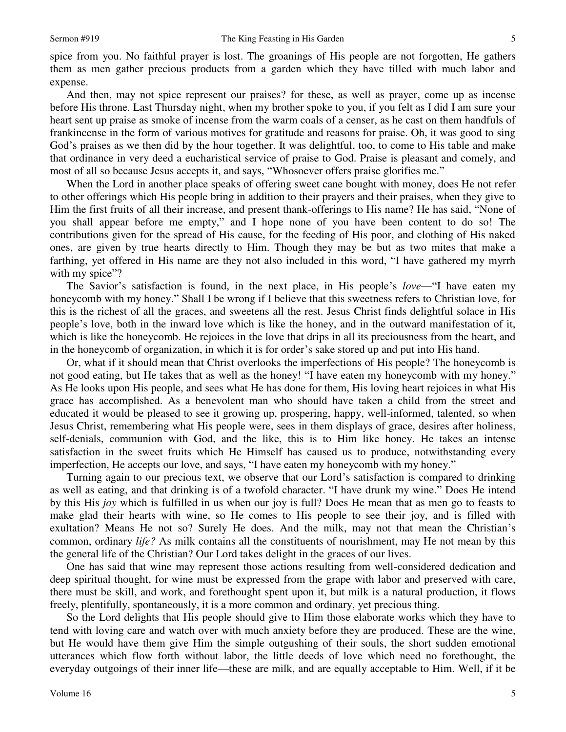spice from you. No faithful prayer is lost. The groanings of His people are not forgotten, He gathers them as men gather precious products from a garden which they have tilled with much labor and expense.

And then, may not spice represent our praises? for these, as well as prayer, come up as incense before His throne. Last Thursday night, when my brother spoke to you, if you felt as I did I am sure your heart sent up praise as smoke of incense from the warm coals of a censer, as he cast on them handfuls of frankincense in the form of various motives for gratitude and reasons for praise. Oh, it was good to sing God's praises as we then did by the hour together. It was delightful, too, to come to His table and make that ordinance in very deed a eucharistical service of praise to God. Praise is pleasant and comely, and most of all so because Jesus accepts it, and says, "Whosoever offers praise glorifies me."

When the Lord in another place speaks of offering sweet cane bought with money, does He not refer to other offerings which His people bring in addition to their prayers and their praises, when they give to Him the first fruits of all their increase, and present thank-offerings to His name? He has said, "None of you shall appear before me empty," and I hope none of you have been content to do so! The contributions given for the spread of His cause, for the feeding of His poor, and clothing of His naked ones, are given by true hearts directly to Him. Though they may be but as two mites that make a farthing, yet offered in His name are they not also included in this word, "I have gathered my myrrh with my spice"?

The Savior's satisfaction is found, in the next place, in His people's *love*—"I have eaten my honeycomb with my honey." Shall I be wrong if I believe that this sweetness refers to Christian love, for this is the richest of all the graces, and sweetens all the rest. Jesus Christ finds delightful solace in His people's love, both in the inward love which is like the honey, and in the outward manifestation of it, which is like the honeycomb. He rejoices in the love that drips in all its preciousness from the heart, and in the honeycomb of organization, in which it is for order's sake stored up and put into His hand.

Or, what if it should mean that Christ overlooks the imperfections of His people? The honeycomb is not good eating, but He takes that as well as the honey! "I have eaten my honeycomb with my honey." As He looks upon His people, and sees what He has done for them, His loving heart rejoices in what His grace has accomplished. As a benevolent man who should have taken a child from the street and educated it would be pleased to see it growing up, prospering, happy, well-informed, talented, so when Jesus Christ, remembering what His people were, sees in them displays of grace, desires after holiness, self-denials, communion with God, and the like, this is to Him like honey. He takes an intense satisfaction in the sweet fruits which He Himself has caused us to produce, notwithstanding every imperfection, He accepts our love, and says, "I have eaten my honeycomb with my honey."

Turning again to our precious text, we observe that our Lord's satisfaction is compared to drinking as well as eating, and that drinking is of a twofold character. "I have drunk my wine." Does He intend by this His *joy* which is fulfilled in us when our joy is full? Does He mean that as men go to feasts to make glad their hearts with wine, so He comes to His people to see their joy, and is filled with exultation? Means He not so? Surely He does. And the milk, may not that mean the Christian's common, ordinary *life?* As milk contains all the constituents of nourishment, may He not mean by this the general life of the Christian? Our Lord takes delight in the graces of our lives.

One has said that wine may represent those actions resulting from well-considered dedication and deep spiritual thought, for wine must be expressed from the grape with labor and preserved with care, there must be skill, and work, and forethought spent upon it, but milk is a natural production, it flows freely, plentifully, spontaneously, it is a more common and ordinary, yet precious thing.

So the Lord delights that His people should give to Him those elaborate works which they have to tend with loving care and watch over with much anxiety before they are produced. These are the wine, but He would have them give Him the simple outgushing of their souls, the short sudden emotional utterances which flow forth without labor, the little deeds of love which need no forethought, the everyday outgoings of their inner life—these are milk, and are equally acceptable to Him. Well, if it be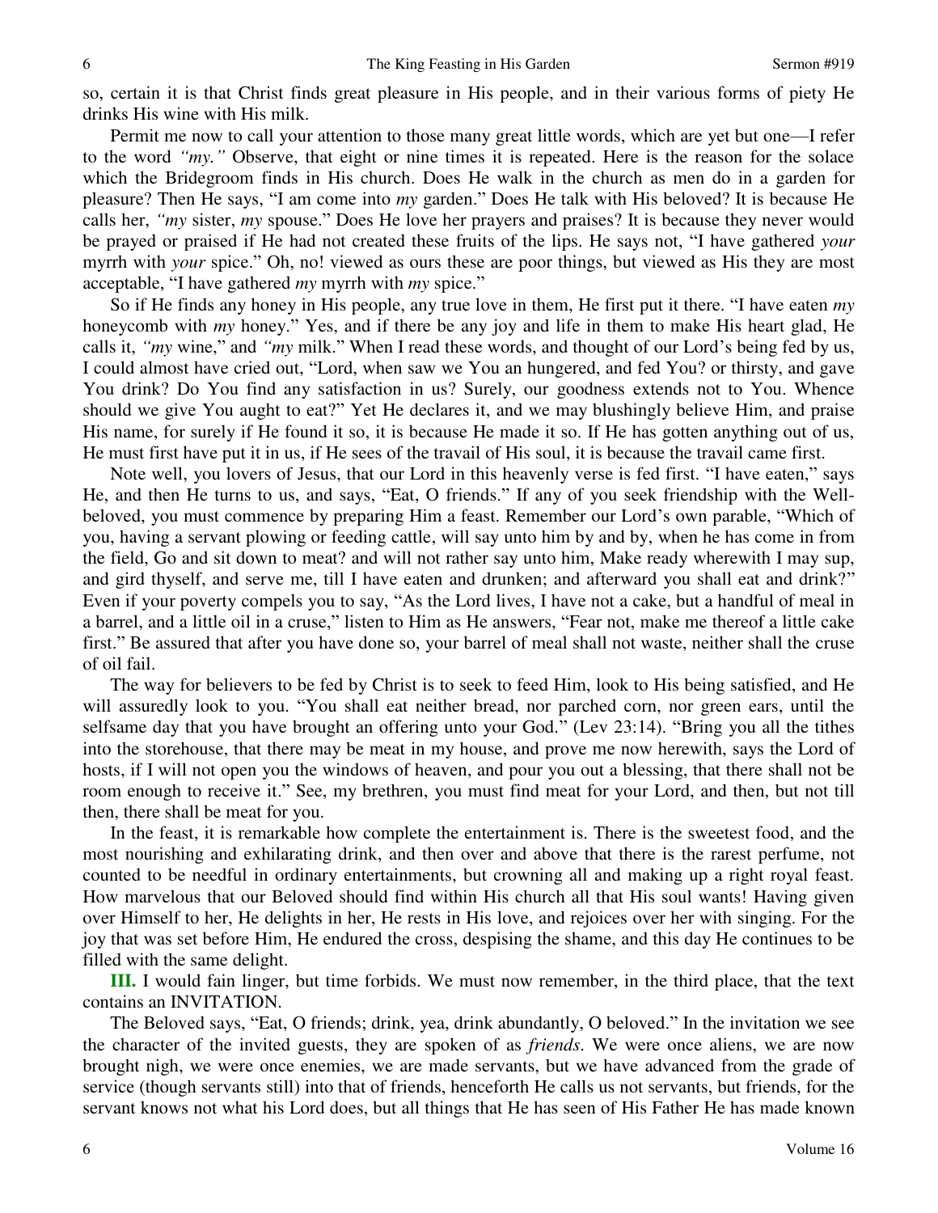so, certain it is that Christ finds great pleasure in His people, and in their various forms of piety He drinks His wine with His milk.

Permit me now to call your attention to those many great little words, which are yet but one—I refer to the word *"my."* Observe, that eight or nine times it is repeated. Here is the reason for the solace which the Bridegroom finds in His church. Does He walk in the church as men do in a garden for pleasure? Then He says, "I am come into *my* garden." Does He talk with His beloved? It is because He calls her, *"my* sister, *my* spouse." Does He love her prayers and praises? It is because they never would be prayed or praised if He had not created these fruits of the lips. He says not, "I have gathered *your* myrrh with *your* spice." Oh, no! viewed as ours these are poor things, but viewed as His they are most acceptable, "I have gathered *my* myrrh with *my* spice."

So if He finds any honey in His people, any true love in them, He first put it there. "I have eaten *my* honeycomb with *my* honey." Yes, and if there be any joy and life in them to make His heart glad, He calls it, *"my* wine," and *"my* milk." When I read these words, and thought of our Lord's being fed by us, I could almost have cried out, "Lord, when saw we You an hungered, and fed You? or thirsty, and gave You drink? Do You find any satisfaction in us? Surely, our goodness extends not to You. Whence should we give You aught to eat?" Yet He declares it, and we may blushingly believe Him, and praise His name, for surely if He found it so, it is because He made it so. If He has gotten anything out of us, He must first have put it in us, if He sees of the travail of His soul, it is because the travail came first.

Note well, you lovers of Jesus, that our Lord in this heavenly verse is fed first. "I have eaten," says He, and then He turns to us, and says, "Eat, O friends." If any of you seek friendship with the Well-beloved, you must commence by preparing Him a feast. Remember our Lord's own parable, "Which of you, having a servant plowing or feeding cattle, will say unto him by and by, when he has come in from the field, Go and sit down to meat? and will not rather say unto him, Make ready wherewith I may sup, and gird thyself, and serve me, till I have eaten and drunken; and afterward you shall eat and drink?" Even if your poverty compels you to say, "As the Lord lives, I have not a cake, but a handful of meal in a barrel, and a little oil in a cruse," listen to Him as He answers, "Fear not, make me thereof a little cake first." Be assured that after you have done so, your barrel of meal shall not waste, neither shall the cruse of oil fail.

The way for believers to be fed by Christ is to seek to feed Him, look to His being satisfied, and He will assuredly look to you. "You shall eat neither bread, nor parched corn, nor green ears, until the selfsame day that you have brought an offering unto your God." (Lev 23:14). "Bring you all the tithes into the storehouse, that there may be meat in my house, and prove me now herewith, says the Lord of hosts, if I will not open you the windows of heaven, and pour you out a blessing, that there shall not be room enough to receive it." See, my brethren, you must find meat for your Lord, and then, but not till then, there shall be meat for you.

In the feast, it is remarkable how complete the entertainment is. There is the sweetest food, and the most nourishing and exhilarating drink, and then over and above that there is the rarest perfume, not counted to be needful in ordinary entertainments, but crowning all and making up a right royal feast. How marvelous that our Beloved should find within His church all that His soul wants! Having given over Himself to her, He delights in her, He rests in His love, and rejoices over her with singing. For the joy that was set before Him, He endured the cross, despising the shame, and this day He continues to be filled with the same delight.

**III.** I would fain linger, but time forbids. We must now remember, in the third place, that the text contains an INVITATION.

The Beloved says, "Eat, O friends; drink, yea, drink abundantly, O beloved." In the invitation we see the character of the invited guests, they are spoken of as *friends*. We were once aliens, we are now brought nigh, we were once enemies, we are made servants, but we have advanced from the grade of service (though servants still) into that of friends, henceforth He calls us not servants, but friends, for the servant knows not what his Lord does, but all things that He has seen of His Father He has made known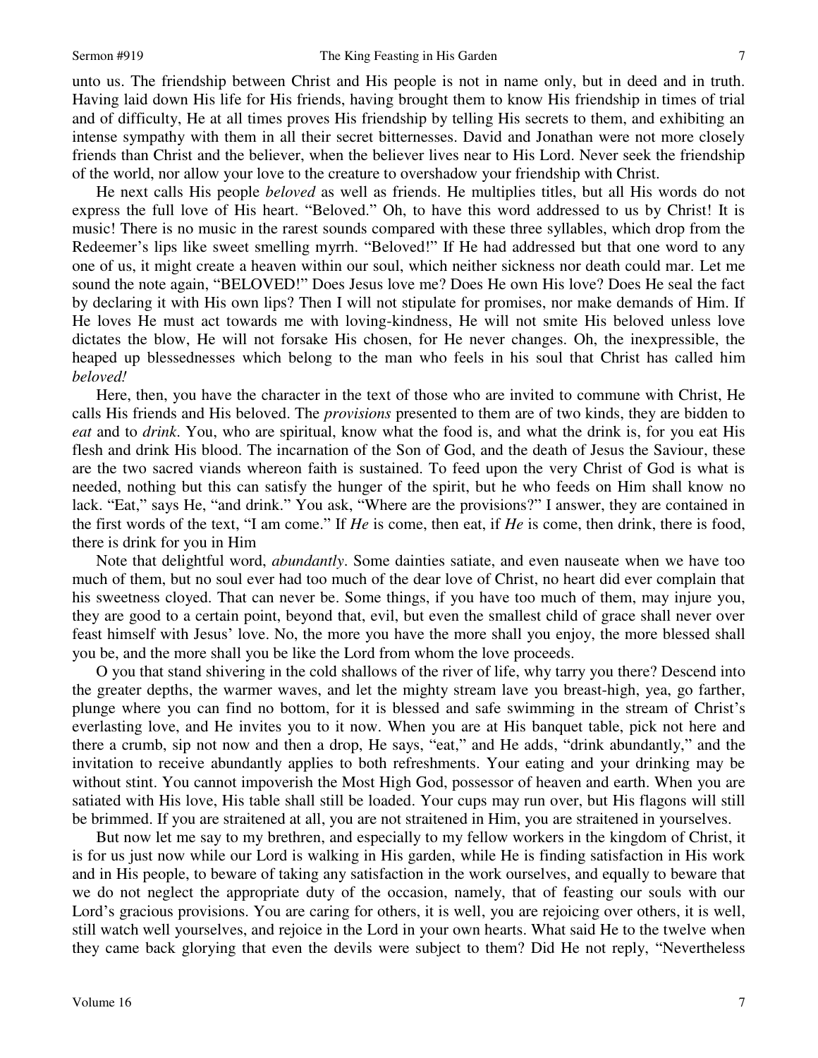unto us. The friendship between Christ and His people is not in name only, but in deed and in truth. Having laid down His life for His friends, having brought them to know His friendship in times of trial and of difficulty, He at all times proves His friendship by telling His secrets to them, and exhibiting an intense sympathy with them in all their secret bitternesses. David and Jonathan were not more closely friends than Christ and the believer, when the believer lives near to His Lord. Never seek the friendship of the world, nor allow your love to the creature to overshadow your friendship with Christ.

He next calls His people *beloved* as well as friends. He multiplies titles, but all His words do not express the full love of His heart. "Beloved." Oh, to have this word addressed to us by Christ! It is music! There is no music in the rarest sounds compared with these three syllables, which drop from the Redeemer's lips like sweet smelling myrrh. "Beloved!" If He had addressed but that one word to any one of us, it might create a heaven within our soul, which neither sickness nor death could mar. Let me sound the note again, "BELOVED!" Does Jesus love me? Does He own His love? Does He seal the fact by declaring it with His own lips? Then I will not stipulate for promises, nor make demands of Him. If He loves He must act towards me with loving-kindness, He will not smite His beloved unless love dictates the blow, He will not forsake His chosen, for He never changes. Oh, the inexpressible, the heaped up blessednesses which belong to the man who feels in his soul that Christ has called him *beloved!*

Here, then, you have the character in the text of those who are invited to commune with Christ, He calls His friends and His beloved. The *provisions* presented to them are of two kinds, they are bidden to *eat* and to *drink*. You, who are spiritual, know what the food is, and what the drink is, for you eat His flesh and drink His blood. The incarnation of the Son of God, and the death of Jesus the Saviour, these are the two sacred viands whereon faith is sustained. To feed upon the very Christ of God is what is needed, nothing but this can satisfy the hunger of the spirit, but he who feeds on Him shall know no lack. "Eat," says He, "and drink." You ask, "Where are the provisions?" I answer, they are contained in the first words of the text, "I am come." If *He* is come, then eat, if *He* is come, then drink, there is food, there is drink for you in Him

Note that delightful word, *abundantly*. Some dainties satiate, and even nauseate when we have too much of them, but no soul ever had too much of the dear love of Christ, no heart did ever complain that his sweetness cloyed. That can never be. Some things, if you have too much of them, may injure you, they are good to a certain point, beyond that, evil, but even the smallest child of grace shall never over feast himself with Jesus' love. No, the more you have the more shall you enjoy, the more blessed shall you be, and the more shall you be like the Lord from whom the love proceeds.

O you that stand shivering in the cold shallows of the river of life, why tarry you there? Descend into the greater depths, the warmer waves, and let the mighty stream lave you breast-high, yea, go farther, plunge where you can find no bottom, for it is blessed and safe swimming in the stream of Christ's everlasting love, and He invites you to it now. When you are at His banquet table, pick not here and there a crumb, sip not now and then a drop, He says, "eat," and He adds, "drink abundantly," and the invitation to receive abundantly applies to both refreshments. Your eating and your drinking may be without stint. You cannot impoverish the Most High God, possessor of heaven and earth. When you are satiated with His love, His table shall still be loaded. Your cups may run over, but His flagons will still be brimmed. If you are straitened at all, you are not straitened in Him, you are straitened in yourselves.

But now let me say to my brethren, and especially to my fellow workers in the kingdom of Christ, it is for us just now while our Lord is walking in His garden, while He is finding satisfaction in His work and in His people, to beware of taking any satisfaction in the work ourselves, and equally to beware that we do not neglect the appropriate duty of the occasion, namely, that of feasting our souls with our Lord's gracious provisions. You are caring for others, it is well, you are rejoicing over others, it is well, still watch well yourselves, and rejoice in the Lord in your own hearts. What said He to the twelve when they came back glorying that even the devils were subject to them? Did He not reply, "Nevertheless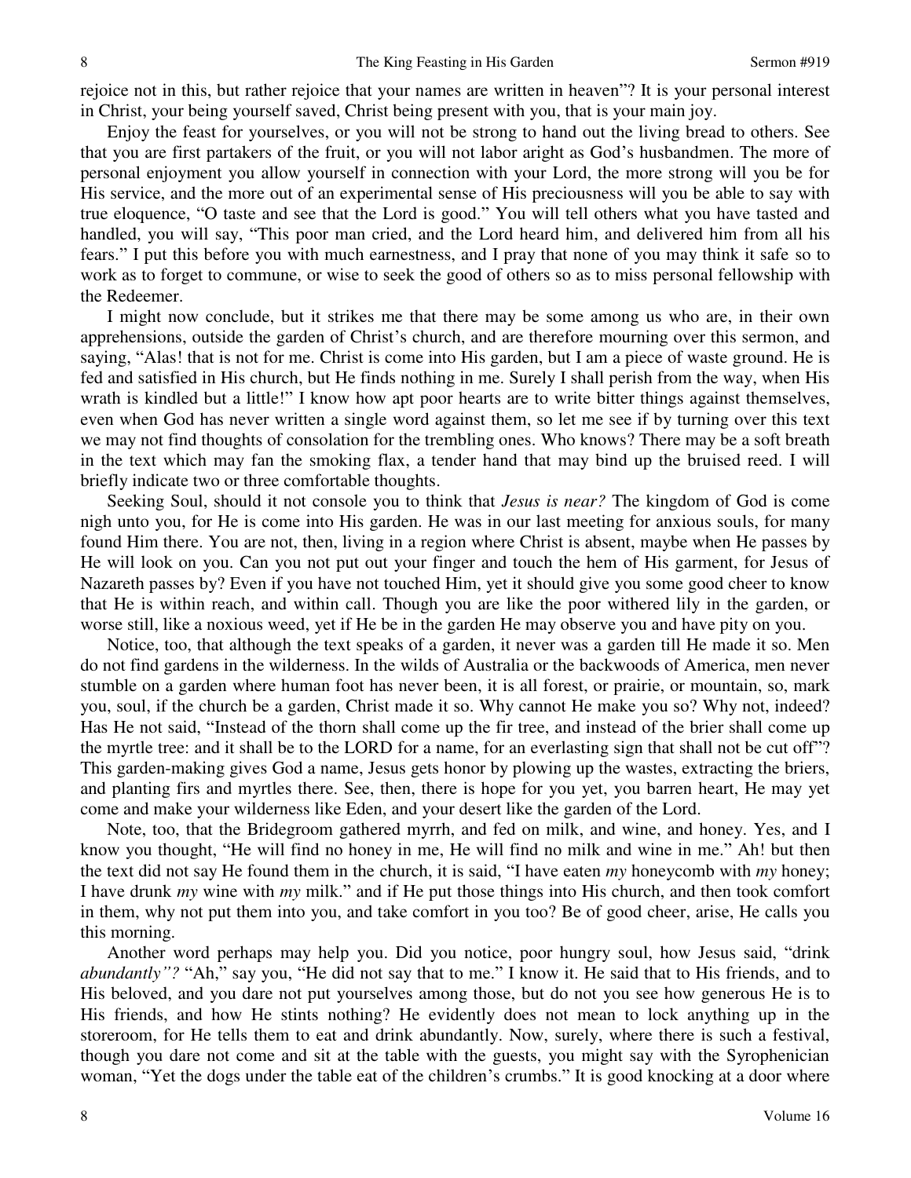rejoice not in this, but rather rejoice that your names are written in heaven"? It is your personal interest in Christ, your being yourself saved, Christ being present with you, that is your main joy.

Enjoy the feast for yourselves, or you will not be strong to hand out the living bread to others. See that you are first partakers of the fruit, or you will not labor aright as God's husbandmen. The more of personal enjoyment you allow yourself in connection with your Lord, the more strong will you be for His service, and the more out of an experimental sense of His preciousness will you be able to say with true eloquence, "O taste and see that the Lord is good." You will tell others what you have tasted and handled, you will say, "This poor man cried, and the Lord heard him, and delivered him from all his fears." I put this before you with much earnestness, and I pray that none of you may think it safe so to work as to forget to commune, or wise to seek the good of others so as to miss personal fellowship with the Redeemer.

I might now conclude, but it strikes me that there may be some among us who are, in their own apprehensions, outside the garden of Christ's church, and are therefore mourning over this sermon, and saying, "Alas! that is not for me. Christ is come into His garden, but I am a piece of waste ground. He is fed and satisfied in His church, but He finds nothing in me. Surely I shall perish from the way, when His wrath is kindled but a little!" I know how apt poor hearts are to write bitter things against themselves, even when God has never written a single word against them, so let me see if by turning over this text we may not find thoughts of consolation for the trembling ones. Who knows? There may be a soft breath in the text which may fan the smoking flax, a tender hand that may bind up the bruised reed. I will briefly indicate two or three comfortable thoughts.

Seeking Soul, should it not console you to think that *Jesus is near?* The kingdom of God is come nigh unto you, for He is come into His garden. He was in our last meeting for anxious souls, for many found Him there. You are not, then, living in a region where Christ is absent, maybe when He passes by He will look on you. Can you not put out your finger and touch the hem of His garment, for Jesus of Nazareth passes by? Even if you have not touched Him, yet it should give you some good cheer to know that He is within reach, and within call. Though you are like the poor withered lily in the garden, or worse still, like a noxious weed, yet if He be in the garden He may observe you and have pity on you.

Notice, too, that although the text speaks of a garden, it never was a garden till He made it so. Men do not find gardens in the wilderness. In the wilds of Australia or the backwoods of America, men never stumble on a garden where human foot has never been, it is all forest, or prairie, or mountain, so, mark you, soul, if the church be a garden, Christ made it so. Why cannot He make you so? Why not, indeed? Has He not said, "Instead of the thorn shall come up the fir tree, and instead of the brier shall come up the myrtle tree: and it shall be to the LORD for a name, for an everlasting sign that shall not be cut off"? This garden-making gives God a name, Jesus gets honor by plowing up the wastes, extracting the briers, and planting firs and myrtles there. See, then, there is hope for you yet, you barren heart, He may yet come and make your wilderness like Eden, and your desert like the garden of the Lord.

Note, too, that the Bridegroom gathered myrrh, and fed on milk, and wine, and honey. Yes, and I know you thought, "He will find no honey in me, He will find no milk and wine in me." Ah! but then the text did not say He found them in the church, it is said, "I have eaten *my* honeycomb with *my* honey; I have drunk *my* wine with *my* milk." and if He put those things into His church, and then took comfort in them, why not put them into you, and take comfort in you too? Be of good cheer, arise, He calls you this morning.

Another word perhaps may help you. Did you notice, poor hungry soul, how Jesus said, "drink *abundantly"?* "Ah," say you, "He did not say that to me." I know it. He said that to His friends, and to His beloved, and you dare not put yourselves among those, but do not you see how generous He is to His friends, and how He stints nothing? He evidently does not mean to lock anything up in the storeroom, for He tells them to eat and drink abundantly. Now, surely, where there is such a festival, though you dare not come and sit at the table with the guests, you might say with the Syrophenician woman, "Yet the dogs under the table eat of the children's crumbs." It is good knocking at a door where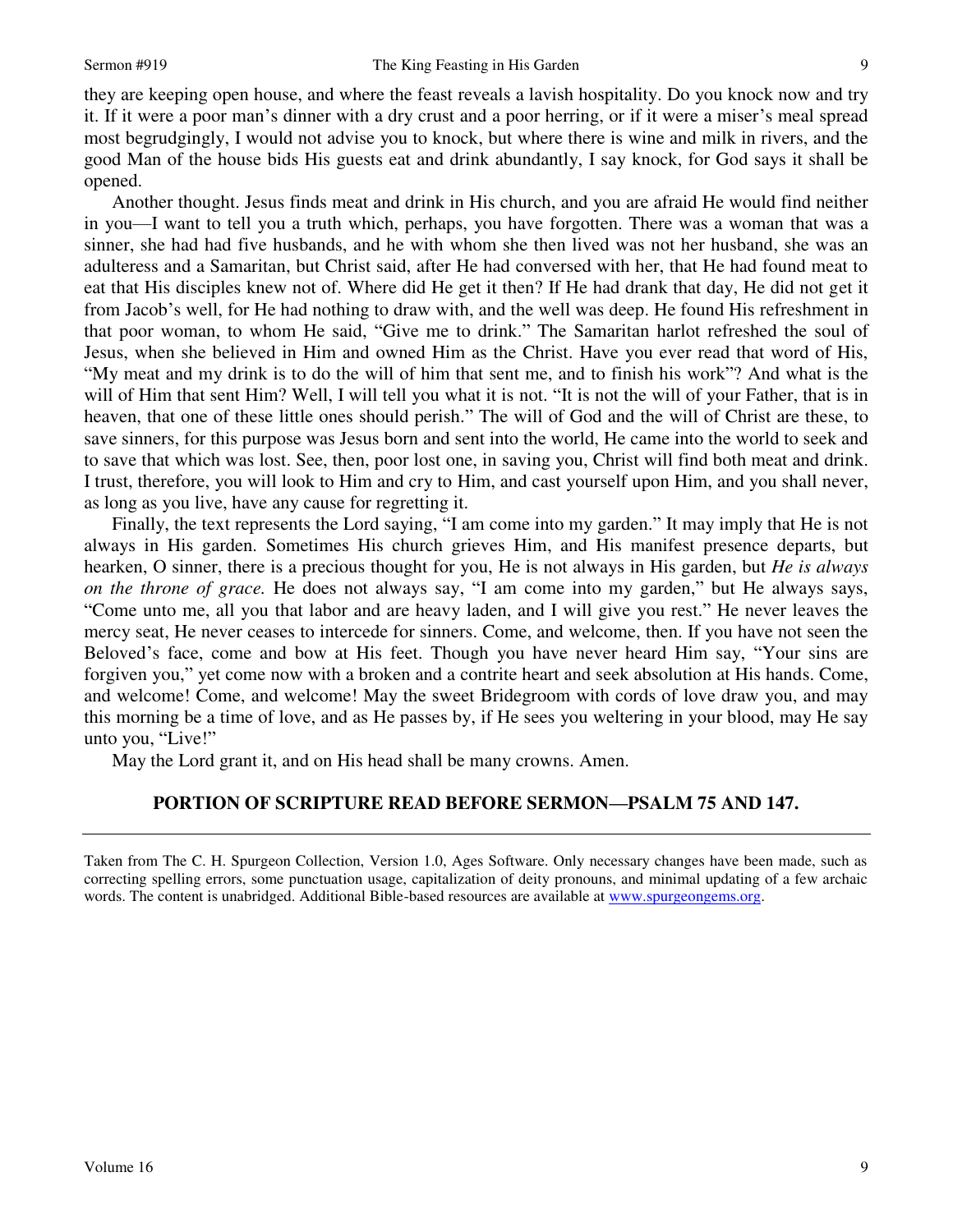they are keeping open house, and where the feast reveals a lavish hospitality. Do you knock now and try it. If it were a poor man's dinner with a dry crust and a poor herring, or if it were a miser's meal spread most begrudgingly, I would not advise you to knock, but where there is wine and milk in rivers, and the good Man of the house bids His guests eat and drink abundantly, I say knock, for God says it shall be opened.

Another thought. Jesus finds meat and drink in His church, and you are afraid He would find neither in you—I want to tell you a truth which, perhaps, you have forgotten. There was a woman that was a sinner, she had had five husbands, and he with whom she then lived was not her husband, she was an adulteress and a Samaritan, but Christ said, after He had conversed with her, that He had found meat to eat that His disciples knew not of. Where did He get it then? If He had drank that day, He did not get it from Jacob's well, for He had nothing to draw with, and the well was deep. He found His refreshment in that poor woman, to whom He said, "Give me to drink." The Samaritan harlot refreshed the soul of Jesus, when she believed in Him and owned Him as the Christ. Have you ever read that word of His, "My meat and my drink is to do the will of him that sent me, and to finish his work"? And what is the will of Him that sent Him? Well, I will tell you what it is not. "It is not the will of your Father, that is in heaven, that one of these little ones should perish." The will of God and the will of Christ are these, to save sinners, for this purpose was Jesus born and sent into the world, He came into the world to seek and to save that which was lost. See, then, poor lost one, in saving you, Christ will find both meat and drink. I trust, therefore, you will look to Him and cry to Him, and cast yourself upon Him, and you shall never, as long as you live, have any cause for regretting it.

Finally, the text represents the Lord saying, "I am come into my garden." It may imply that He is not always in His garden. Sometimes His church grieves Him, and His manifest presence departs, but hearken, O sinner, there is a precious thought for you, He is not always in His garden, but *He is always on the throne of grace.* He does not always say, "I am come into my garden," but He always says, "Come unto me, all you that labor and are heavy laden, and I will give you rest." He never leaves the mercy seat, He never ceases to intercede for sinners. Come, and welcome, then. If you have not seen the Beloved's face, come and bow at His feet. Though you have never heard Him say, "Your sins are forgiven you," yet come now with a broken and a contrite heart and seek absolution at His hands. Come, and welcome! Come, and welcome! May the sweet Bridegroom with cords of love draw you, and may this morning be a time of love, and as He passes by, if He sees you weltering in your blood, may He say unto you, "Live!"

May the Lord grant it, and on His head shall be many crowns. Amen.

**PORTION OF SCRIPTURE READ BEFORE SERMON—PSALM 75 AND 147.**

---

Taken from The C. H. Spurgeon Collection, Version 1.0, Ages Software. Only necessary changes have been made, such as correcting spelling errors, some punctuation usage, capitalization of deity pronouns, and minimal updating of a few archaic words. The content is unabridged. Additional Bible-based resources are available at www.spurgeongems.org.